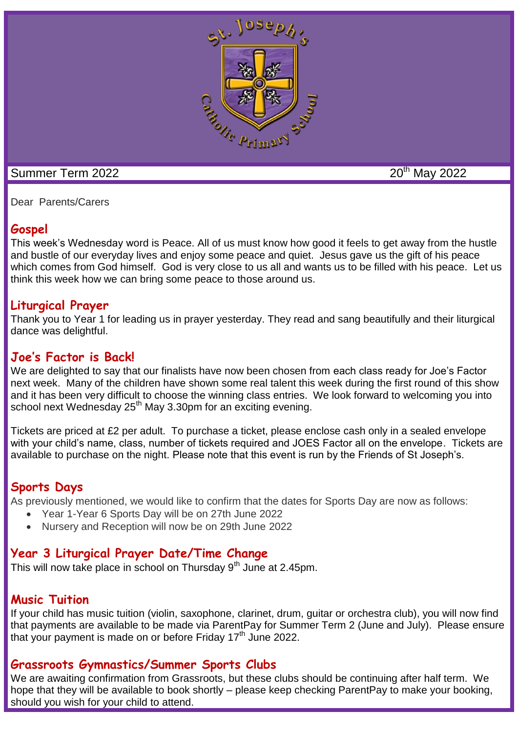Summer Term 2022 — 20th May 2022

Dear Parents/Carers

## Gospel

This week's Wednesday word is Peace. All of us must know how good it feels to get away from the hustle and bustle of our everyday lives and enjoy some peace and quiet. Jesus gave us the gift of his peace which comes from God himself. God is very close to us all and wants us to be filled with his peace. Let us think this week how we can bring some peace to those around us.

## Liturgical Prayer

Thank you to Year 1 for leading us in prayer yesterday. They read and sang beautifully and their liturgical dance was delightful.

## Joe's Factor is Back!

We are delighted to say that our finalists have now been chosen from each class ready for Joe's Factor next week. Many of the children have shown some real talent this week during the first round of this show and it has been very difficult to choose the winning class entries. We look forward to welcoming you into school next Wednesday 25th May 3.30pm for an exciting evening.

Tickets are priced at £2 per adult. To purchase a ticket, please enclose cash only in a sealed envelope with your child's name, class, number of tickets required and JOES Factor all on the envelope. Tickets are available to purchase on the night. Please note that this event is run by the Friends of St Joseph's.

## Sports Days

As previously mentioned, we would like to confirm that the dates for Sports Day are now as follows:

- Year 1-Year 6 Sports Day will be on 27th June 2022
- Nursery and Reception will now be on 29th June 2022

## Year 3 Liturgical Prayer Date/Time Change

This will now take place in school on Thursday 9th June at 2.45pm.

## Music Tuition

If your child has music tuition (violin, saxophone, clarinet, drum, guitar or orchestra club), you will now find that payments are available to be made via ParentPay for Summer Term 2 (June and July). Please ensure that your payment is made on or before Friday 17th June 2022.

## Grassroots Gymnastics/Summer Sports Clubs

We are awaiting confirmation from Grassroots, but these clubs should be continuing after half term. We hope that they will be available to book shortly – please keep checking ParentPay to make your booking, should you wish for your child to attend.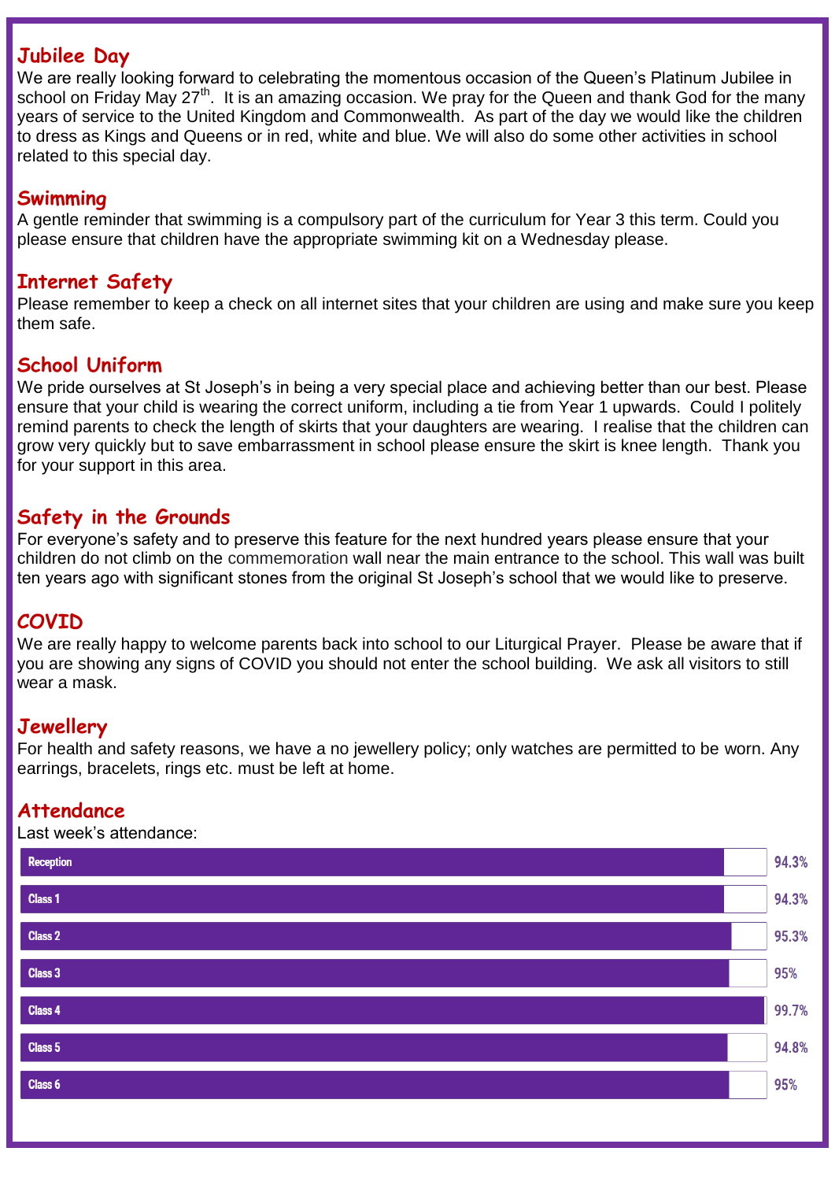## Jubilee Day

We are really looking forward to celebrating the momentous occasion of the Queen's Platinum Jubilee in school on Friday May 27th. It is an amazing occasion. We pray for the Queen and thank God for the many years of service to the United Kingdom and Commonwealth. As part of the day we would like the children to dress as Kings and Queens or in red, white and blue. We will also do some other activities in school related to this special day.

## Swimming

A gentle reminder that swimming is a compulsory part of the curriculum for Year 3 this term. Could you please ensure that children have the appropriate swimming kit on a Wednesday please.

## Internet Safety

Please remember to keep a check on all internet sites that your children are using and make sure you keep them safe.

## School Uniform

We pride ourselves at St Joseph's in being a very special place and achieving better than our best. Please ensure that your child is wearing the correct uniform, including a tie from Year 1 upwards. Could I politely remind parents to check the length of skirts that your daughters are wearing. I realise that the children can grow very quickly but to save embarrassment in school please ensure the skirt is knee length. Thank you for your support in this area.

## Safety in the Grounds

For everyone's safety and to preserve this feature for the next hundred years please ensure that your children do not climb on the commemoration wall near the main entrance to the school. This wall was built ten years ago with significant stones from the original St Joseph's school that we would like to preserve.

## COVID

We are really happy to welcome parents back into school to our Liturgical Prayer. Please be aware that if you are showing any signs of COVID you should not enter the school building. We ask all visitors to still wear a mask.

## Jewellery

For health and safety reasons, we have a no jewellery policy; only watches are permitted to be worn. Any earrings, bracelets, rings etc. must be left at home.

## Attendance

Last week's attendance:

| Class | Attendance |
|---|---|
| Reception | 94.3% |
| Class 1 | 94.3% |
| Class 2 | 95.3% |
| Class 3 | 95% |
| Class 4 | 99.7% |
| Class 5 | 94.8% |
| Class 6 | 95% |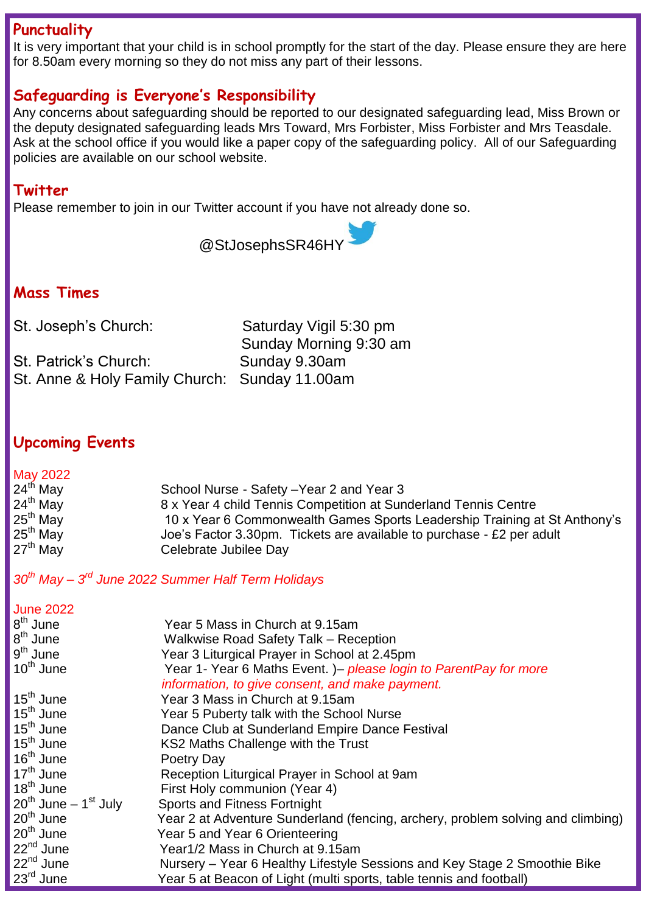## Punctuality

It is very important that your child is in school promptly for the start of the day. Please ensure they are here for 8.50am every morning so they do not miss any part of their lessons.

## Safeguarding is Everyone's Responsibility

Any concerns about safeguarding should be reported to our designated safeguarding lead, Miss Brown or the deputy designated safeguarding leads Mrs Toward, Mrs Forbister, Miss Forbister and Mrs Teasdale. Ask at the school office if you would like a paper copy of the safeguarding policy. All of our Safeguarding policies are available on our school website.

## Twitter

Please remember to join in our Twitter account if you have not already done so.

@StJosephsSR46HY

## Mass Times

| | |
|---|---|
| St. Joseph's Church: | Saturday Vigil 5:30 pm |
| | Sunday Morning 9:30 am |
| St. Patrick's Church: | Sunday 9.30am |
| St. Anne & Holy Family Church: | Sunday 11.00am |

## Upcoming Events

**May 2022**

| | |
|---|---|
| 24th May | School Nurse - Safety –Year 2 and Year 3 |
| 24th May | 8 x Year 4 child Tennis Competition at Sunderland Tennis Centre |
| 25th May | 10 x Year 6 Commonwealth Games Sports Leadership Training at St Anthony's |
| 25th May | Joe's Factor 3.30pm. Tickets are available to purchase - £2 per adult |
| 27th May | Celebrate Jubilee Day |

*30th May – 3rd June 2022 Summer Half Term Holidays*

**June 2022**

| | |
|---|---|
| 8th June | Year 5 Mass in Church at 9.15am |
| 8th June | Walkwise Road Safety Talk – Reception |
| 9th June | Year 3 Liturgical Prayer in School at 2.45pm |
| 10th June | Year 1- Year 6 Maths Event. )– *please login to ParentPay for more information, to give consent, and make payment.* |
| 15th June | Year 3 Mass in Church at 9.15am |
| 15th June | Year 5 Puberty talk with the School Nurse |
| 15th June | Dance Club at Sunderland Empire Dance Festival |
| 15th June | KS2 Maths Challenge with the Trust |
| 16th June | Poetry Day |
| 17th June | Reception Liturgical Prayer in School at 9am |
| 18th June | First Holy communion (Year 4) |
| 20th June – 1st July | Sports and Fitness Fortnight |
| 20th June | Year 2 at Adventure Sunderland (fencing, archery, problem solving and climbing) |
| 20th June | Year 5 and Year 6 Orienteering |
| 22nd June | Year1/2 Mass in Church at 9.15am |
| 22nd June | Nursery – Year 6 Healthy Lifestyle Sessions and Key Stage 2 Smoothie Bike |
| 23rd June | Year 5 at Beacon of Light (multi sports, table tennis and football) |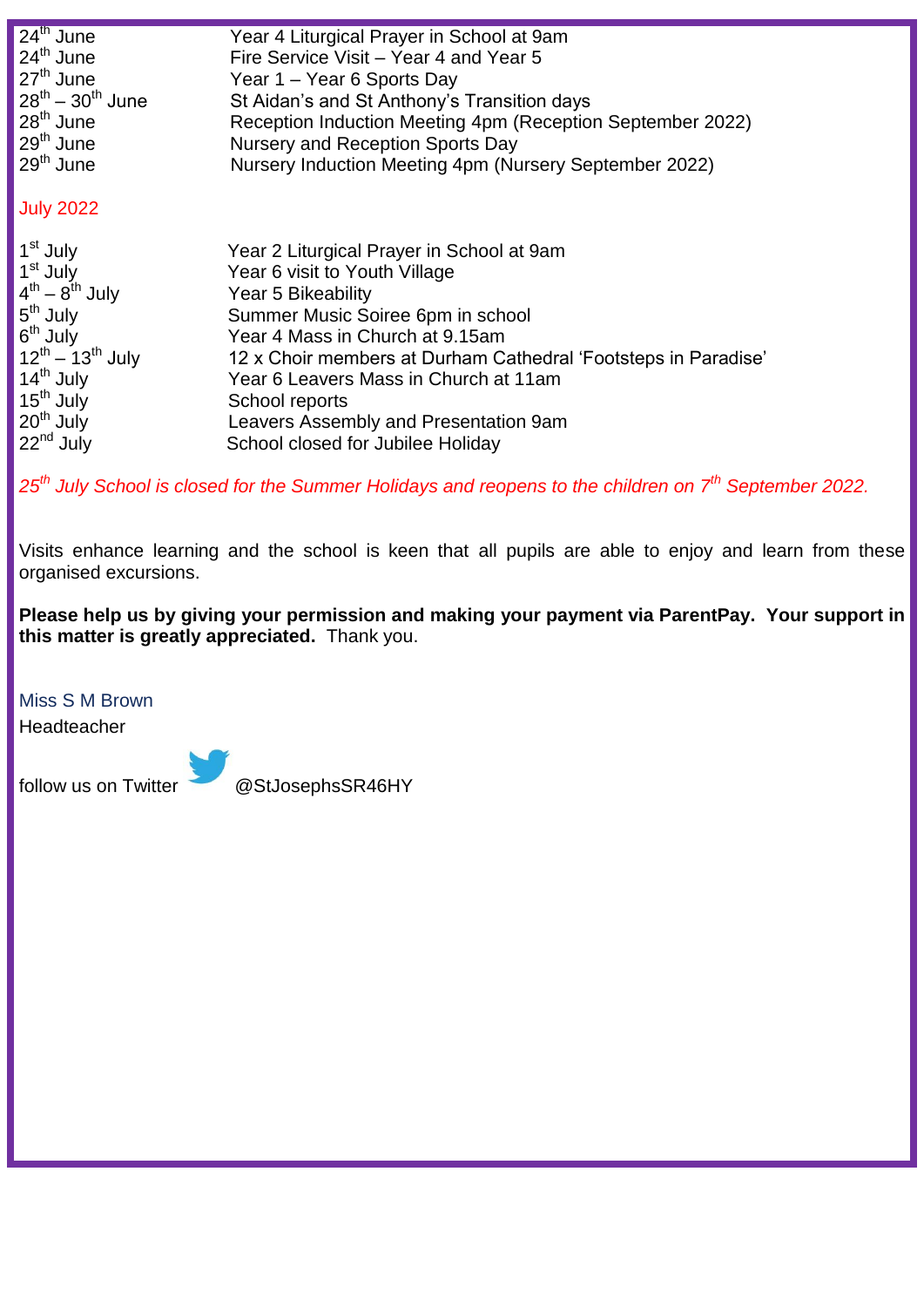| | |
|---|---|
| 24th June | Year 4 Liturgical Prayer in School at 9am |
| 24th June | Fire Service Visit – Year 4 and Year 5 |
| 27th June | Year 1 – Year 6 Sports Day |
| 28th – 30th June | St Aidan's and St Anthony's Transition days |
| 28th June | Reception Induction Meeting 4pm (Reception September 2022) |
| 29th June | Nursery and Reception Sports Day |
| 29th June | Nursery Induction Meeting 4pm (Nursery September 2022) |

## July 2022

| | |
|---|---|
| 1st July | Year 2 Liturgical Prayer in School at 9am |
| 1st July | Year 6 visit to Youth Village |
| 4th – 8th July | Year 5 Bikeability |
| 5th July | Summer Music Soiree 6pm in school |
| 6th July | Year 4 Mass in Church at 9.15am |
| 12th – 13th July | 12 x Choir members at Durham Cathedral 'Footsteps in Paradise' |
| 14th July | Year 6 Leavers Mass in Church at 11am |
| 15th July | School reports |
| 20th July | Leavers Assembly and Presentation 9am |
| 22nd July | School closed for Jubilee Holiday |

*25th July School is closed for the Summer Holidays and reopens to the children on 7th September 2022.*

Visits enhance learning and the school is keen that all pupils are able to enjoy and learn from these organised excursions.

**Please help us by giving your permission and making your payment via ParentPay. Your support in this matter is greatly appreciated.** Thank you.

Miss S M Brown
Headteacher

follow us on Twitter @StJosephsSR46HY